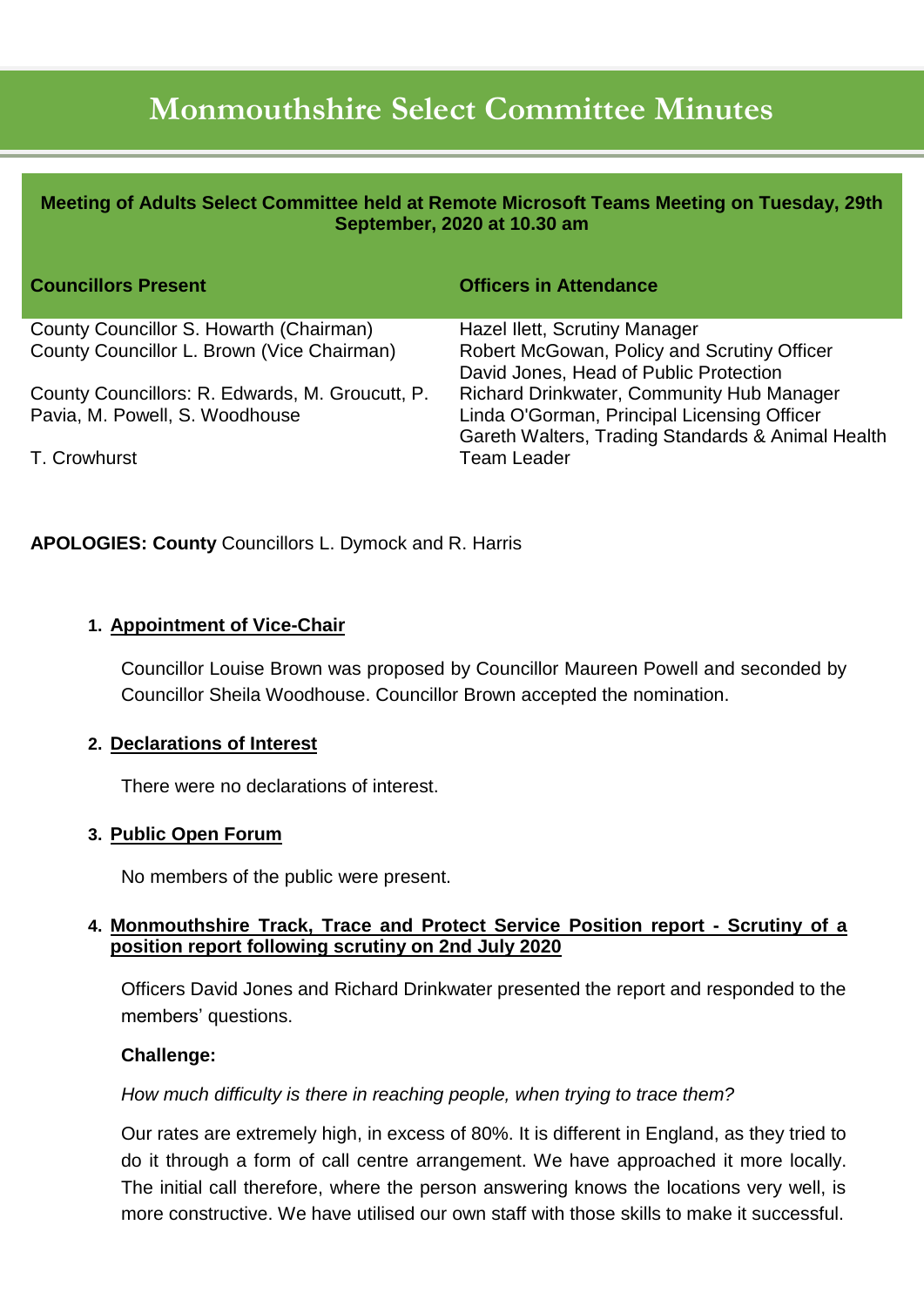# Monmouthshire Select Committee Minutes

**Meeting of Adults Select Committee held at Remote Microsoft Teams Meeting on Tuesday, 29th September, 2020 at 10.30 am**

| Councillors Present | Officers in Attendance |
|---|---|
| County Councillor S. Howarth (Chairman)<br>County Councillor L. Brown (Vice Chairman)<br><br>County Councillors: R. Edwards, M. Groucutt, P. Pavia, M. Powell, S. Woodhouse<br><br>T. Crowhurst | Hazel Ilett, Scrutiny Manager<br>Robert McGowan, Policy and Scrutiny Officer<br>David Jones, Head of Public Protection<br>Richard Drinkwater, Community Hub Manager<br>Linda O'Gorman, Principal Licensing Officer<br>Gareth Walters, Trading Standards & Animal Health Team Leader |

**APOLOGIES: County** Councillors L. Dymock and R. Harris

1. **Appointment of Vice-Chair**

   Councillor Louise Brown was proposed by Councillor Maureen Powell and seconded by Councillor Sheila Woodhouse. Councillor Brown accepted the nomination.

2. **Declarations of Interest**

   There were no declarations of interest.

3. **Public Open Forum**

   No members of the public were present.

4. **Monmouthshire Track, Trace and Protect Service Position report - Scrutiny of a position report following scrutiny on 2nd July 2020**

   Officers David Jones and Richard Drinkwater presented the report and responded to the members' questions.

   **Challenge:**

   *How much difficulty is there in reaching people, when trying to trace them?*

   Our rates are extremely high, in excess of 80%. It is different in England, as they tried to do it through a form of call centre arrangement. We have approached it more locally. The initial call therefore, where the person answering knows the locations very well, is more constructive. We have utilised our own staff with those skills to make it successful.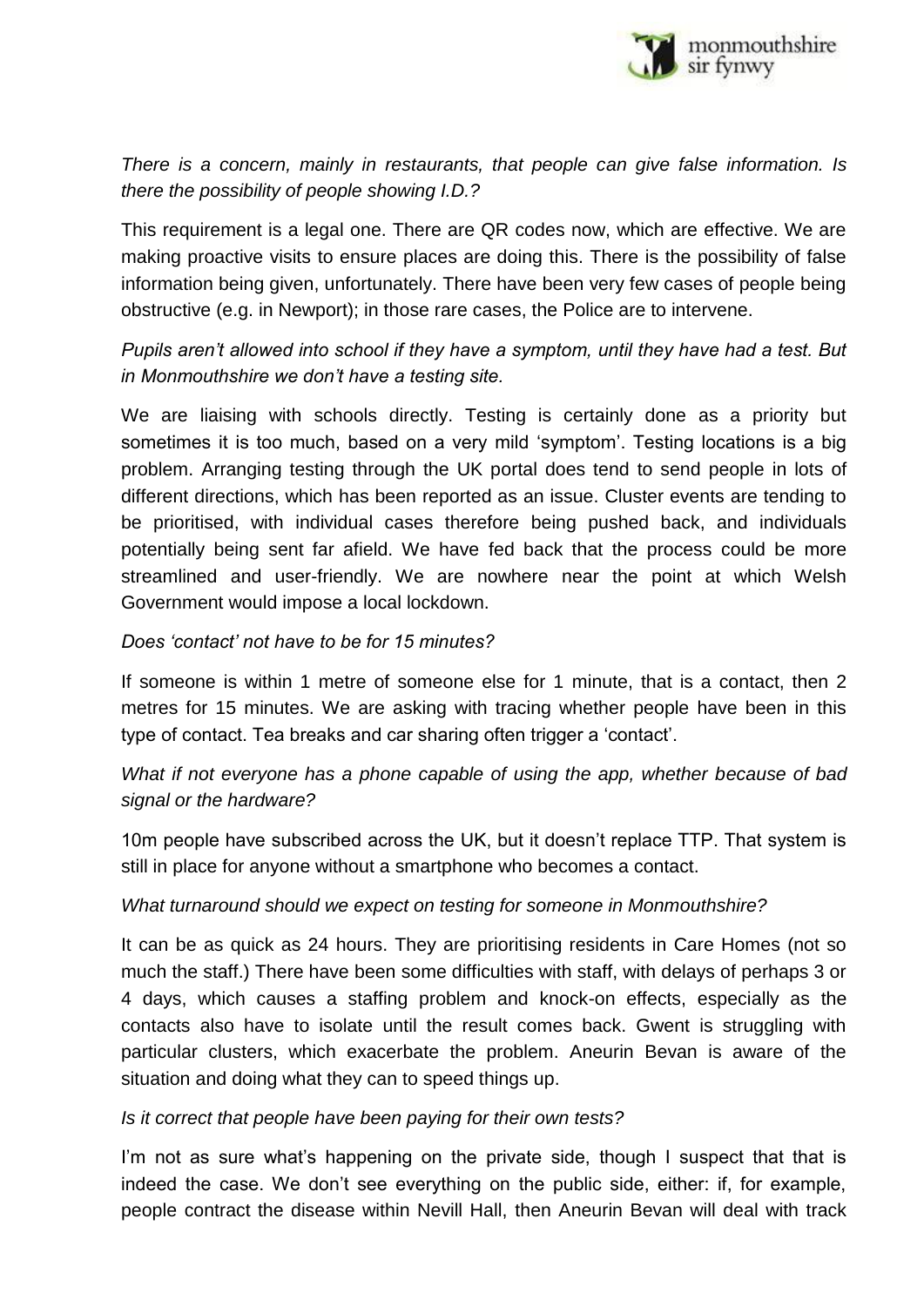*There is a concern, mainly in restaurants, that people can give false information. Is there the possibility of people showing I.D.?*

This requirement is a legal one. There are QR codes now, which are effective. We are making proactive visits to ensure places are doing this. There is the possibility of false information being given, unfortunately. There have been very few cases of people being obstructive (e.g. in Newport); in those rare cases, the Police are to intervene.

*Pupils aren't allowed into school if they have a symptom, until they have had a test. But in Monmouthshire we don't have a testing site.*

We are liaising with schools directly. Testing is certainly done as a priority but sometimes it is too much, based on a very mild 'symptom'. Testing locations is a big problem. Arranging testing through the UK portal does tend to send people in lots of different directions, which has been reported as an issue. Cluster events are tending to be prioritised, with individual cases therefore being pushed back, and individuals potentially being sent far afield. We have fed back that the process could be more streamlined and user-friendly. We are nowhere near the point at which Welsh Government would impose a local lockdown.

*Does 'contact' not have to be for 15 minutes?*

If someone is within 1 metre of someone else for 1 minute, that is a contact, then 2 metres for 15 minutes. We are asking with tracing whether people have been in this type of contact. Tea breaks and car sharing often trigger a 'contact'.

*What if not everyone has a phone capable of using the app, whether because of bad signal or the hardware?*

10m people have subscribed across the UK, but it doesn't replace TTP. That system is still in place for anyone without a smartphone who becomes a contact.

*What turnaround should we expect on testing for someone in Monmouthshire?*

It can be as quick as 24 hours. They are prioritising residents in Care Homes (not so much the staff.) There have been some difficulties with staff, with delays of perhaps 3 or 4 days, which causes a staffing problem and knock-on effects, especially as the contacts also have to isolate until the result comes back. Gwent is struggling with particular clusters, which exacerbate the problem. Aneurin Bevan is aware of the situation and doing what they can to speed things up.

*Is it correct that people have been paying for their own tests?*

I'm not as sure what's happening on the private side, though I suspect that that is indeed the case. We don't see everything on the public side, either: if, for example, people contract the disease within Nevill Hall, then Aneurin Bevan will deal with track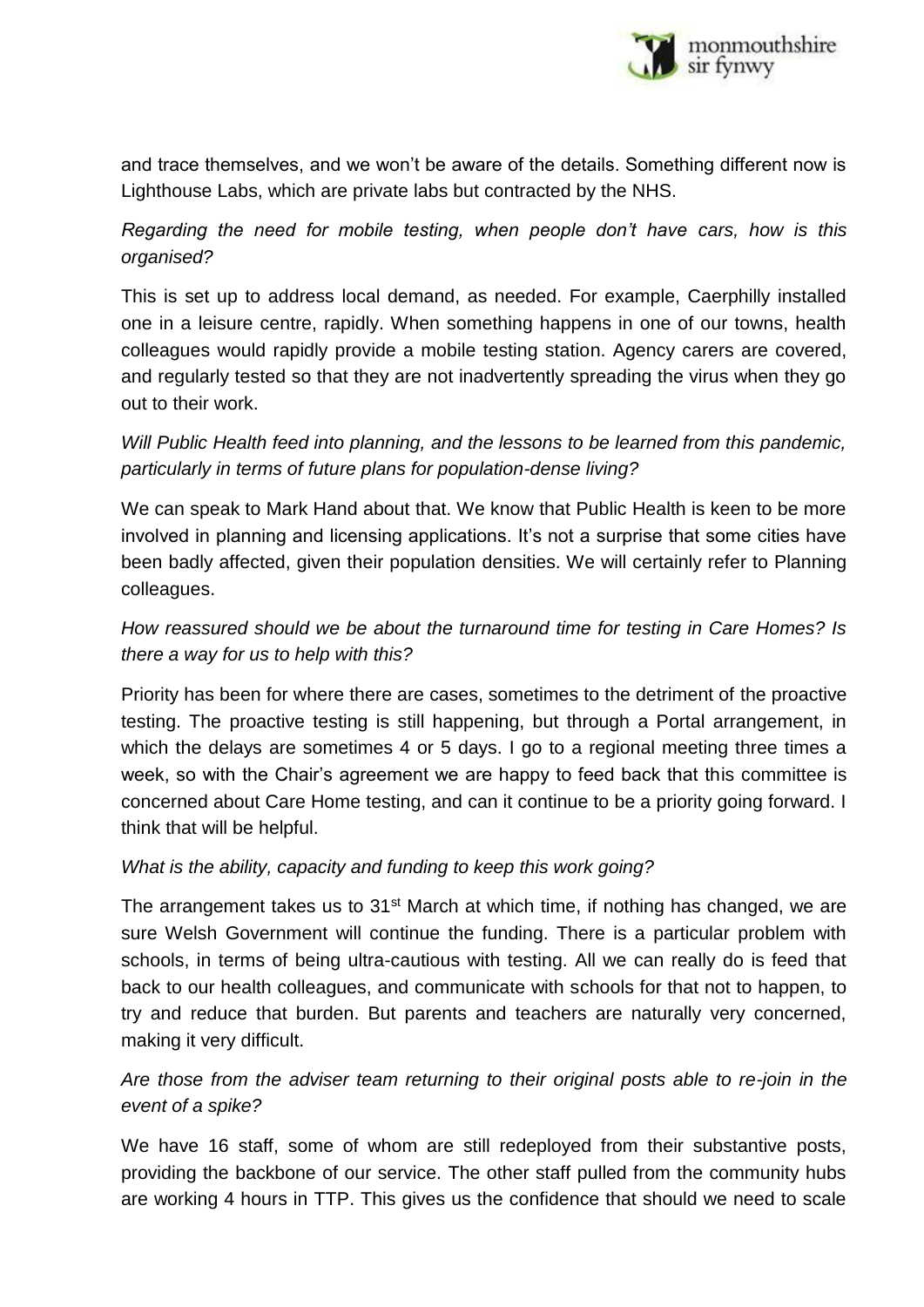and trace themselves, and we won't be aware of the details. Something different now is Lighthouse Labs, which are private labs but contracted by the NHS.

*Regarding the need for mobile testing, when people don't have cars, how is this organised?*

This is set up to address local demand, as needed. For example, Caerphilly installed one in a leisure centre, rapidly. When something happens in one of our towns, health colleagues would rapidly provide a mobile testing station. Agency carers are covered, and regularly tested so that they are not inadvertently spreading the virus when they go out to their work.

*Will Public Health feed into planning, and the lessons to be learned from this pandemic, particularly in terms of future plans for population-dense living?*

We can speak to Mark Hand about that. We know that Public Health is keen to be more involved in planning and licensing applications. It's not a surprise that some cities have been badly affected, given their population densities. We will certainly refer to Planning colleagues.

*How reassured should we be about the turnaround time for testing in Care Homes? Is there a way for us to help with this?*

Priority has been for where there are cases, sometimes to the detriment of the proactive testing. The proactive testing is still happening, but through a Portal arrangement, in which the delays are sometimes 4 or 5 days. I go to a regional meeting three times a week, so with the Chair's agreement we are happy to feed back that this committee is concerned about Care Home testing, and can it continue to be a priority going forward. I think that will be helpful.

*What is the ability, capacity and funding to keep this work going?*

The arrangement takes us to 31st March at which time, if nothing has changed, we are sure Welsh Government will continue the funding. There is a particular problem with schools, in terms of being ultra-cautious with testing. All we can really do is feed that back to our health colleagues, and communicate with schools for that not to happen, to try and reduce that burden. But parents and teachers are naturally very concerned, making it very difficult.

*Are those from the adviser team returning to their original posts able to re-join in the event of a spike?*

We have 16 staff, some of whom are still redeployed from their substantive posts, providing the backbone of our service. The other staff pulled from the community hubs are working 4 hours in TTP. This gives us the confidence that should we need to scale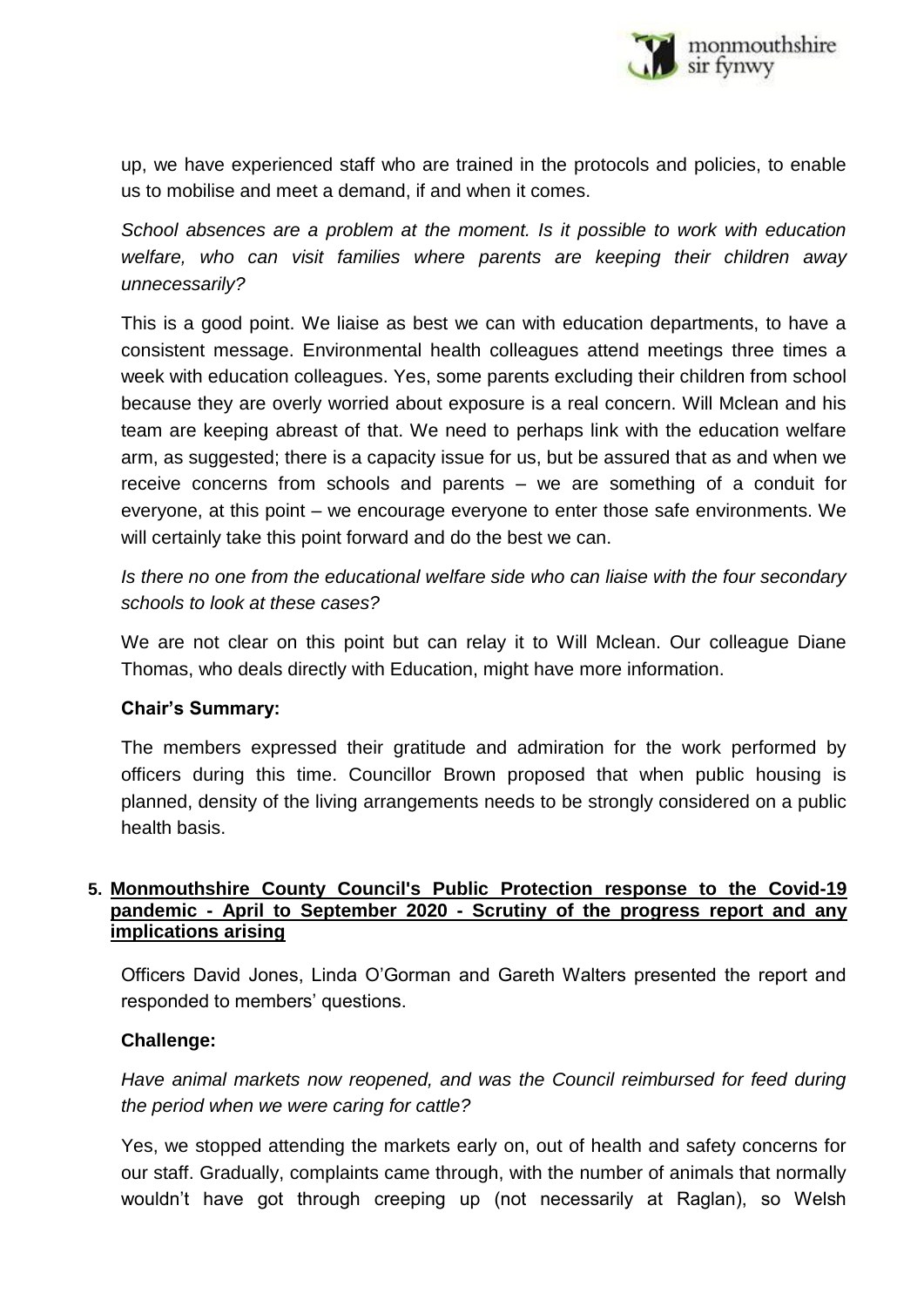up, we have experienced staff who are trained in the protocols and policies, to enable us to mobilise and meet a demand, if and when it comes.

*School absences are a problem at the moment. Is it possible to work with education welfare, who can visit families where parents are keeping their children away unnecessarily?*

This is a good point. We liaise as best we can with education departments, to have a consistent message. Environmental health colleagues attend meetings three times a week with education colleagues. Yes, some parents excluding their children from school because they are overly worried about exposure is a real concern. Will Mclean and his team are keeping abreast of that. We need to perhaps link with the education welfare arm, as suggested; there is a capacity issue for us, but be assured that as and when we receive concerns from schools and parents – we are something of a conduit for everyone, at this point – we encourage everyone to enter those safe environments. We will certainly take this point forward and do the best we can.

*Is there no one from the educational welfare side who can liaise with the four secondary schools to look at these cases?*

We are not clear on this point but can relay it to Will Mclean. Our colleague Diane Thomas, who deals directly with Education, might have more information.

**Chair's Summary:**

The members expressed their gratitude and admiration for the work performed by officers during this time. Councillor Brown proposed that when public housing is planned, density of the living arrangements needs to be strongly considered on a public health basis.

**5. Monmouthshire County Council's Public Protection response to the Covid-19 pandemic - April to September 2020 - Scrutiny of the progress report and any implications arising**

Officers David Jones, Linda O'Gorman and Gareth Walters presented the report and responded to members' questions.

**Challenge:**

*Have animal markets now reopened, and was the Council reimbursed for feed during the period when we were caring for cattle?*

Yes, we stopped attending the markets early on, out of health and safety concerns for our staff. Gradually, complaints came through, with the number of animals that normally wouldn't have got through creeping up (not necessarily at Raglan), so Welsh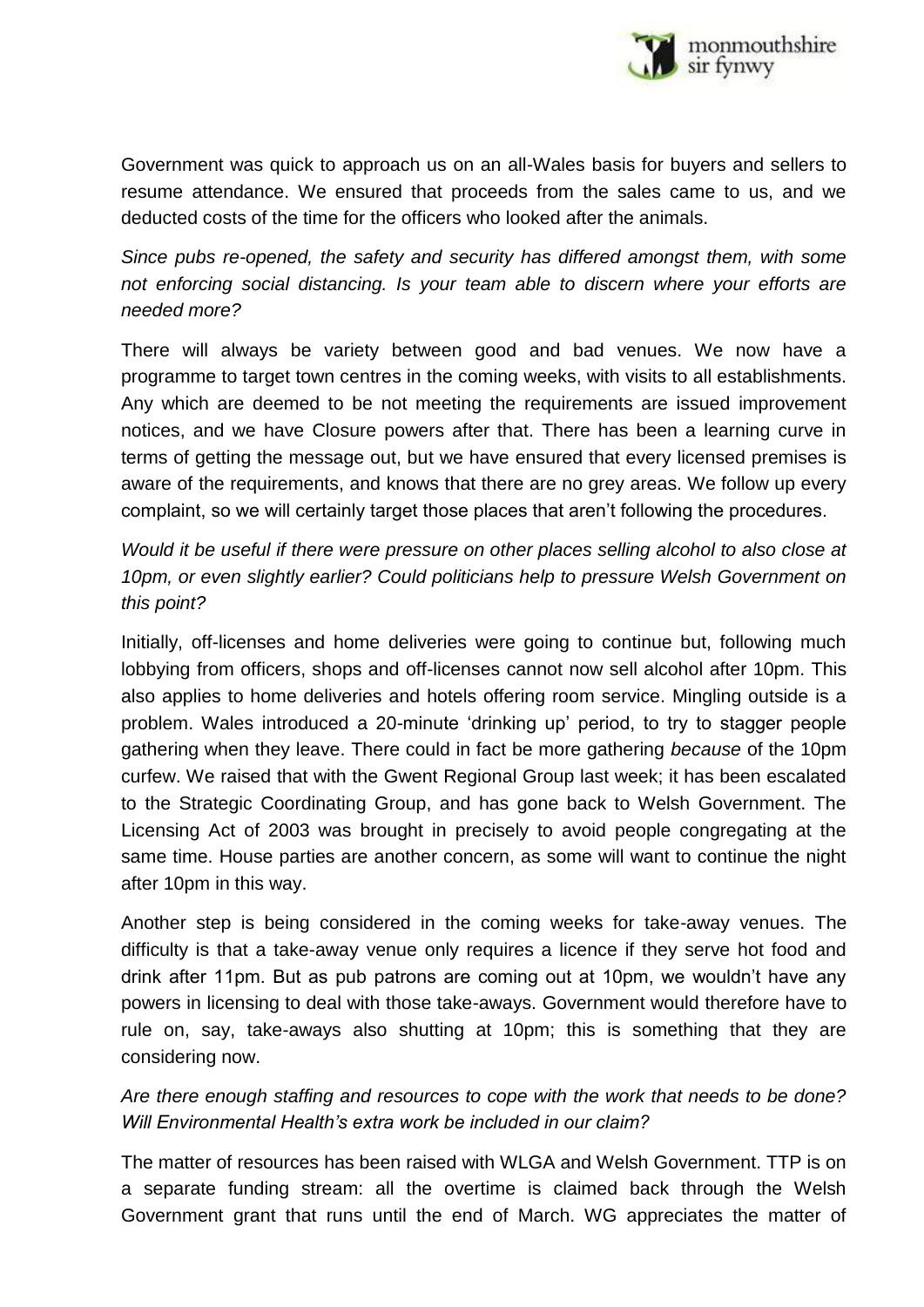Government was quick to approach us on an all-Wales basis for buyers and sellers to resume attendance. We ensured that proceeds from the sales came to us, and we deducted costs of the time for the officers who looked after the animals.

*Since pubs re-opened, the safety and security has differed amongst them, with some not enforcing social distancing. Is your team able to discern where your efforts are needed more?*

There will always be variety between good and bad venues. We now have a programme to target town centres in the coming weeks, with visits to all establishments. Any which are deemed to be not meeting the requirements are issued improvement notices, and we have Closure powers after that. There has been a learning curve in terms of getting the message out, but we have ensured that every licensed premises is aware of the requirements, and knows that there are no grey areas. We follow up every complaint, so we will certainly target those places that aren't following the procedures.

*Would it be useful if there were pressure on other places selling alcohol to also close at 10pm, or even slightly earlier? Could politicians help to pressure Welsh Government on this point?*

Initially, off-licenses and home deliveries were going to continue but, following much lobbying from officers, shops and off-licenses cannot now sell alcohol after 10pm. This also applies to home deliveries and hotels offering room service. Mingling outside is a problem. Wales introduced a 20-minute 'drinking up' period, to try to stagger people gathering when they leave. There could in fact be more gathering *because* of the 10pm curfew. We raised that with the Gwent Regional Group last week; it has been escalated to the Strategic Coordinating Group, and has gone back to Welsh Government. The Licensing Act of 2003 was brought in precisely to avoid people congregating at the same time. House parties are another concern, as some will want to continue the night after 10pm in this way.

Another step is being considered in the coming weeks for take-away venues. The difficulty is that a take-away venue only requires a licence if they serve hot food and drink after 11pm. But as pub patrons are coming out at 10pm, we wouldn't have any powers in licensing to deal with those take-aways. Government would therefore have to rule on, say, take-aways also shutting at 10pm; this is something that they are considering now.

*Are there enough staffing and resources to cope with the work that needs to be done? Will Environmental Health's extra work be included in our claim?*

The matter of resources has been raised with WLGA and Welsh Government. TTP is on a separate funding stream: all the overtime is claimed back through the Welsh Government grant that runs until the end of March. WG appreciates the matter of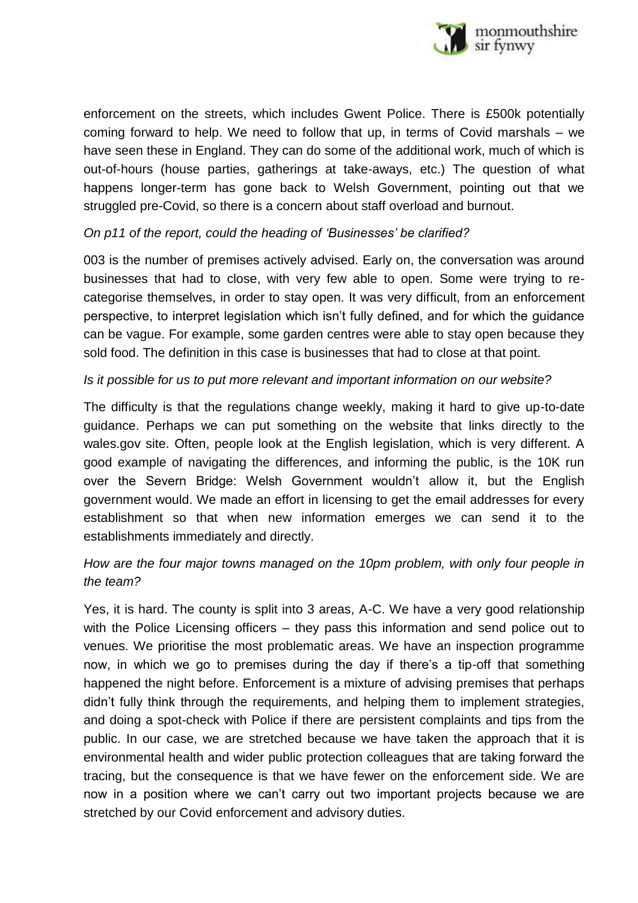enforcement on the streets, which includes Gwent Police. There is £500k potentially coming forward to help. We need to follow that up, in terms of Covid marshals – we have seen these in England. They can do some of the additional work, much of which is out-of-hours (house parties, gatherings at take-aways, etc.) The question of what happens longer-term has gone back to Welsh Government, pointing out that we struggled pre-Covid, so there is a concern about staff overload and burnout.

*On p11 of the report, could the heading of 'Businesses' be clarified?*

003 is the number of premises actively advised. Early on, the conversation was around businesses that had to close, with very few able to open. Some were trying to re-categorise themselves, in order to stay open. It was very difficult, from an enforcement perspective, to interpret legislation which isn't fully defined, and for which the guidance can be vague. For example, some garden centres were able to stay open because they sold food. The definition in this case is businesses that had to close at that point.

*Is it possible for us to put more relevant and important information on our website?*

The difficulty is that the regulations change weekly, making it hard to give up-to-date guidance. Perhaps we can put something on the website that links directly to the wales.gov site. Often, people look at the English legislation, which is very different. A good example of navigating the differences, and informing the public, is the 10K run over the Severn Bridge: Welsh Government wouldn't allow it, but the English government would. We made an effort in licensing to get the email addresses for every establishment so that when new information emerges we can send it to the establishments immediately and directly.

*How are the four major towns managed on the 10pm problem, with only four people in the team?*

Yes, it is hard. The county is split into 3 areas, A-C. We have a very good relationship with the Police Licensing officers – they pass this information and send police out to venues. We prioritise the most problematic areas. We have an inspection programme now, in which we go to premises during the day if there's a tip-off that something happened the night before. Enforcement is a mixture of advising premises that perhaps didn't fully think through the requirements, and helping them to implement strategies, and doing a spot-check with Police if there are persistent complaints and tips from the public. In our case, we are stretched because we have taken the approach that it is environmental health and wider public protection colleagues that are taking forward the tracing, but the consequence is that we have fewer on the enforcement side. We are now in a position where we can't carry out two important projects because we are stretched by our Covid enforcement and advisory duties.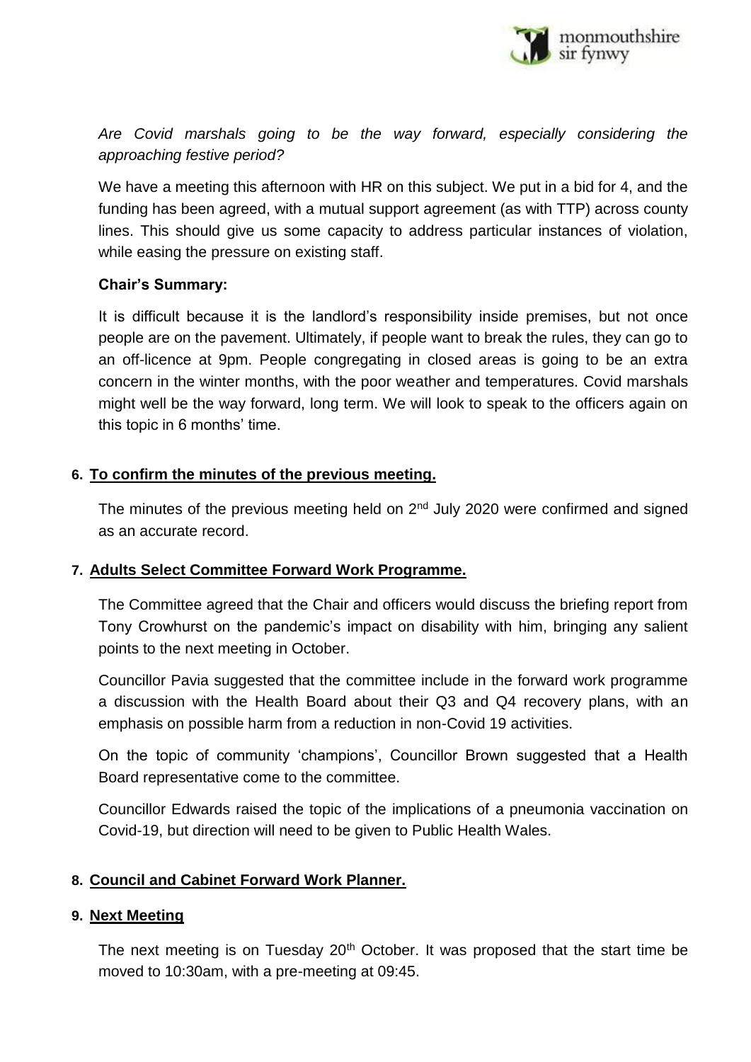*Are Covid marshals going to be the way forward, especially considering the approaching festive period?*

We have a meeting this afternoon with HR on this subject. We put in a bid for 4, and the funding has been agreed, with a mutual support agreement (as with TTP) across county lines. This should give us some capacity to address particular instances of violation, while easing the pressure on existing staff.

**Chair's Summary:**

It is difficult because it is the landlord's responsibility inside premises, but not once people are on the pavement. Ultimately, if people want to break the rules, they can go to an off-licence at 9pm. People congregating in closed areas is going to be an extra concern in the winter months, with the poor weather and temperatures. Covid marshals might well be the way forward, long term. We will look to speak to the officers again on this topic in 6 months' time.

**6. To confirm the minutes of the previous meeting.**

The minutes of the previous meeting held on 2nd July 2020 were confirmed and signed as an accurate record.

**7. Adults Select Committee Forward Work Programme.**

The Committee agreed that the Chair and officers would discuss the briefing report from Tony Crowhurst on the pandemic's impact on disability with him, bringing any salient points to the next meeting in October.

Councillor Pavia suggested that the committee include in the forward work programme a discussion with the Health Board about their Q3 and Q4 recovery plans, with an emphasis on possible harm from a reduction in non-Covid 19 activities.

On the topic of community 'champions', Councillor Brown suggested that a Health Board representative come to the committee.

Councillor Edwards raised the topic of the implications of a pneumonia vaccination on Covid-19, but direction will need to be given to Public Health Wales.

**8. Council and Cabinet Forward Work Planner.**

**9. Next Meeting**

The next meeting is on Tuesday 20th October. It was proposed that the start time be moved to 10:30am, with a pre-meeting at 09:45.